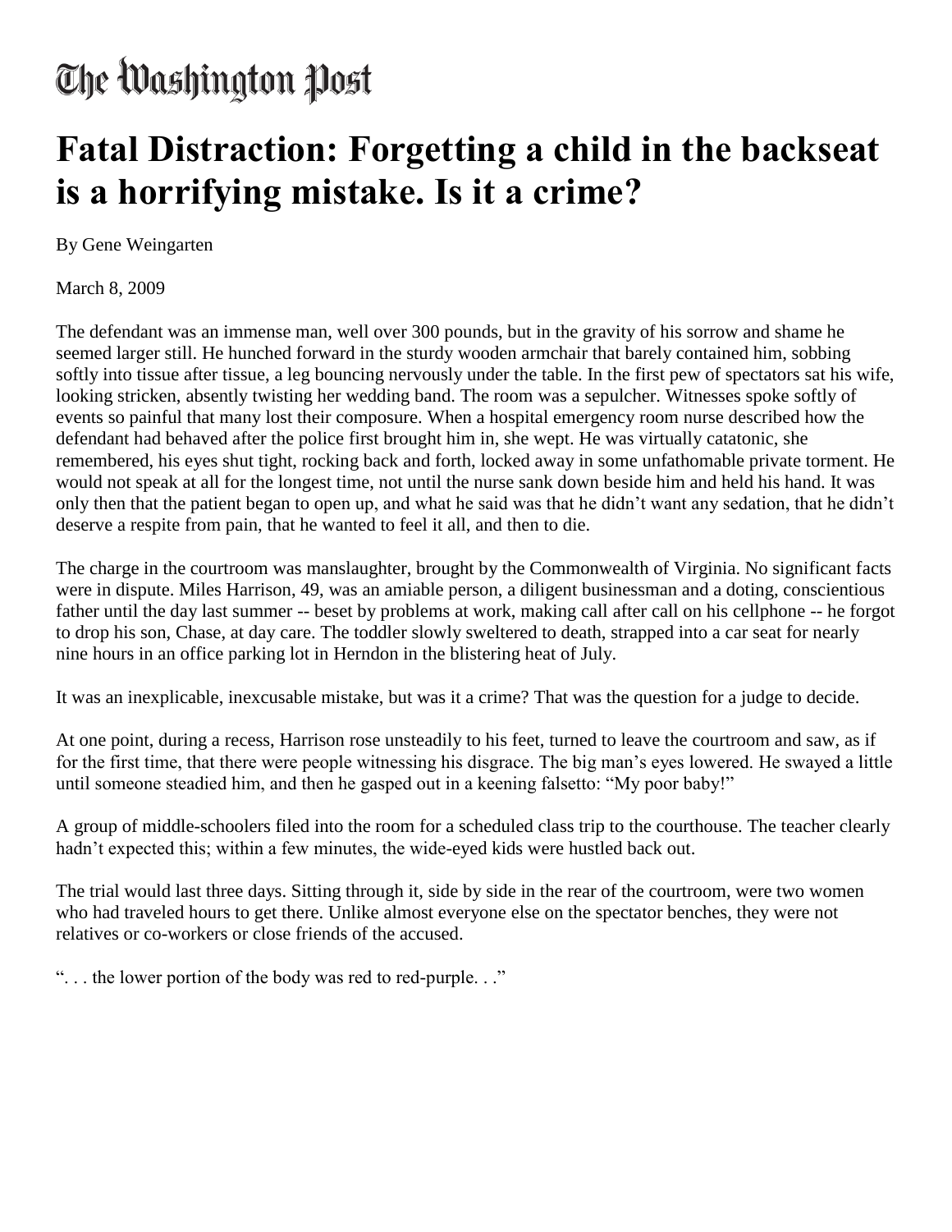The Washington Post

# Fatal Distraction: Forgetting a child in the backseat is a horrifying mistake. Is it a crime?

By Gene Weingarten

March 8, 2009

The defendant was an immense man, well over 300 pounds, but in the gravity of his sorrow and shame he seemed larger still. He hunched forward in the sturdy wooden armchair that barely contained him, sobbing softly into tissue after tissue, a leg bouncing nervously under the table. In the first pew of spectators sat his wife, looking stricken, absently twisting her wedding band. The room was a sepulcher. Witnesses spoke softly of events so painful that many lost their composure. When a hospital emergency room nurse described how the defendant had behaved after the police first brought him in, she wept. He was virtually catatonic, she remembered, his eyes shut tight, rocking back and forth, locked away in some unfathomable private torment. He would not speak at all for the longest time, not until the nurse sank down beside him and held his hand. It was only then that the patient began to open up, and what he said was that he didn't want any sedation, that he didn't deserve a respite from pain, that he wanted to feel it all, and then to die.

The charge in the courtroom was manslaughter, brought by the Commonwealth of Virginia. No significant facts were in dispute. Miles Harrison, 49, was an amiable person, a diligent businessman and a doting, conscientious father until the day last summer -- beset by problems at work, making call after call on his cellphone -- he forgot to drop his son, Chase, at day care. The toddler slowly sweltered to death, strapped into a car seat for nearly nine hours in an office parking lot in Herndon in the blistering heat of July.

It was an inexplicable, inexcusable mistake, but was it a crime? That was the question for a judge to decide.

At one point, during a recess, Harrison rose unsteadily to his feet, turned to leave the courtroom and saw, as if for the first time, that there were people witnessing his disgrace. The big man's eyes lowered. He swayed a little until someone steadied him, and then he gasped out in a keening falsetto: "My poor baby!"

A group of middle-schoolers filed into the room for a scheduled class trip to the courthouse. The teacher clearly hadn't expected this; within a few minutes, the wide-eyed kids were hustled back out.

The trial would last three days. Sitting through it, side by side in the rear of the courtroom, were two women who had traveled hours to get there. Unlike almost everyone else on the spectator benches, they were not relatives or co-workers or close friends of the accused.

". . . the lower portion of the body was red to red-purple. . ."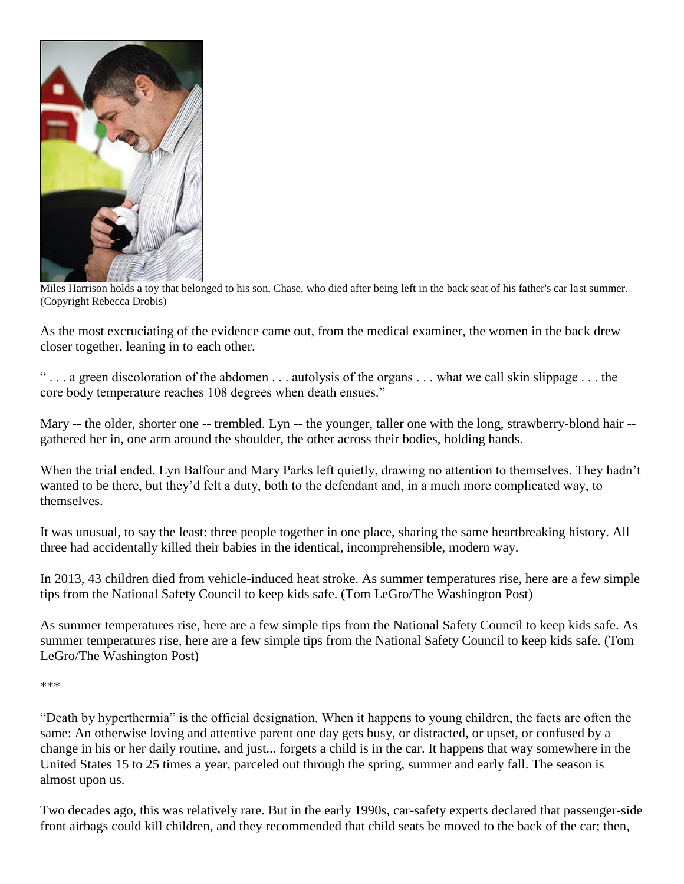Miles Harrison holds a toy that belonged to his son, Chase, who died after being left in the back seat of his father's car last summer. (Copyright Rebecca Drobis)

As the most excruciating of the evidence came out, from the medical examiner, the women in the back drew closer together, leaning in to each other.

" . . . a green discoloration of the abdomen . . . autolysis of the organs . . . what we call skin slippage . . . the core body temperature reaches 108 degrees when death ensues."

Mary -- the older, shorter one -- trembled. Lyn -- the younger, taller one with the long, strawberry-blond hair -- gathered her in, one arm around the shoulder, the other across their bodies, holding hands.

When the trial ended, Lyn Balfour and Mary Parks left quietly, drawing no attention to themselves. They hadn't wanted to be there, but they'd felt a duty, both to the defendant and, in a much more complicated way, to themselves.

It was unusual, to say the least: three people together in one place, sharing the same heartbreaking history. All three had accidentally killed their babies in the identical, incomprehensible, modern way.

In 2013, 43 children died from vehicle-induced heat stroke. As summer temperatures rise, here are a few simple tips from the National Safety Council to keep kids safe. (Tom LeGro/The Washington Post)

As summer temperatures rise, here are a few simple tips from the National Safety Council to keep kids safe. As summer temperatures rise, here are a few simple tips from the National Safety Council to keep kids safe. (Tom LeGro/The Washington Post)

***

"Death by hyperthermia" is the official designation. When it happens to young children, the facts are often the same: An otherwise loving and attentive parent one day gets busy, or distracted, or upset, or confused by a change in his or her daily routine, and just... forgets a child is in the car. It happens that way somewhere in the United States 15 to 25 times a year, parceled out through the spring, summer and early fall. The season is almost upon us.

Two decades ago, this was relatively rare. But in the early 1990s, car-safety experts declared that passenger-side front airbags could kill children, and they recommended that child seats be moved to the back of the car; then,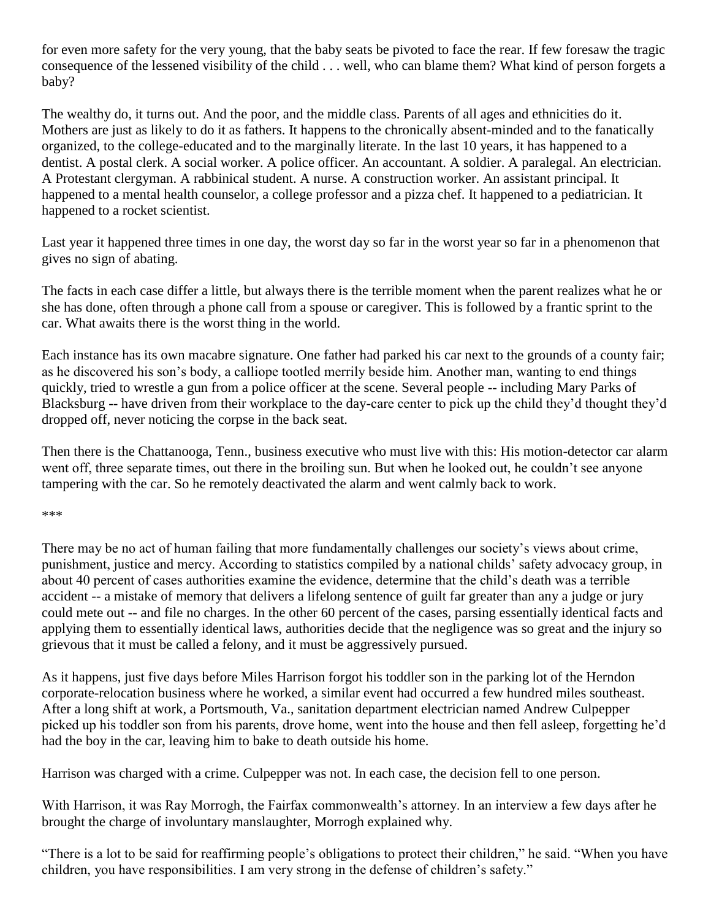for even more safety for the very young, that the baby seats be pivoted to face the rear. If few foresaw the tragic consequence of the lessened visibility of the child . . . well, who can blame them? What kind of person forgets a baby?

The wealthy do, it turns out. And the poor, and the middle class. Parents of all ages and ethnicities do it. Mothers are just as likely to do it as fathers. It happens to the chronically absent-minded and to the fanatically organized, to the college-educated and to the marginally literate. In the last 10 years, it has happened to a dentist. A postal clerk. A social worker. A police officer. An accountant. A soldier. A paralegal. An electrician. A Protestant clergyman. A rabbinical student. A nurse. A construction worker. An assistant principal. It happened to a mental health counselor, a college professor and a pizza chef. It happened to a pediatrician. It happened to a rocket scientist.

Last year it happened three times in one day, the worst day so far in the worst year so far in a phenomenon that gives no sign of abating.

The facts in each case differ a little, but always there is the terrible moment when the parent realizes what he or she has done, often through a phone call from a spouse or caregiver. This is followed by a frantic sprint to the car. What awaits there is the worst thing in the world.

Each instance has its own macabre signature. One father had parked his car next to the grounds of a county fair; as he discovered his son's body, a calliope tootled merrily beside him. Another man, wanting to end things quickly, tried to wrestle a gun from a police officer at the scene. Several people -- including Mary Parks of Blacksburg -- have driven from their workplace to the day-care center to pick up the child they'd thought they'd dropped off, never noticing the corpse in the back seat.

Then there is the Chattanooga, Tenn., business executive who must live with this: His motion-detector car alarm went off, three separate times, out there in the broiling sun. But when he looked out, he couldn't see anyone tampering with the car. So he remotely deactivated the alarm and went calmly back to work.

***

There may be no act of human failing that more fundamentally challenges our society's views about crime, punishment, justice and mercy. According to statistics compiled by a national childs' safety advocacy group, in about 40 percent of cases authorities examine the evidence, determine that the child's death was a terrible accident -- a mistake of memory that delivers a lifelong sentence of guilt far greater than any judge or jury could mete out -- and file no charges. In the other 60 percent of the cases, parsing essentially identical facts and applying them to essentially identical laws, authorities decide that the negligence was so great and the injury so grievous that it must be called a felony, and it must be aggressively pursued.

As it happens, just five days before Miles Harrison forgot his toddler son in the parking lot of the Herndon corporate-relocation business where he worked, a similar event had occurred a few hundred miles southeast. After a long shift at work, a Portsmouth, Va., sanitation department electrician named Andrew Culpepper picked up his toddler son from his parents, drove home, went into the house and then fell asleep, forgetting he'd had the boy in the car, leaving him to bake to death outside his home.

Harrison was charged with a crime. Culpepper was not. In each case, the decision fell to one person.

With Harrison, it was Ray Morrogh, the Fairfax commonwealth's attorney. In an interview a few days after he brought the charge of involuntary manslaughter, Morrogh explained why.

"There is a lot to be said for reaffirming people's obligations to protect their children," he said. "When you have children, you have responsibilities. I am very strong in the defense of children's safety."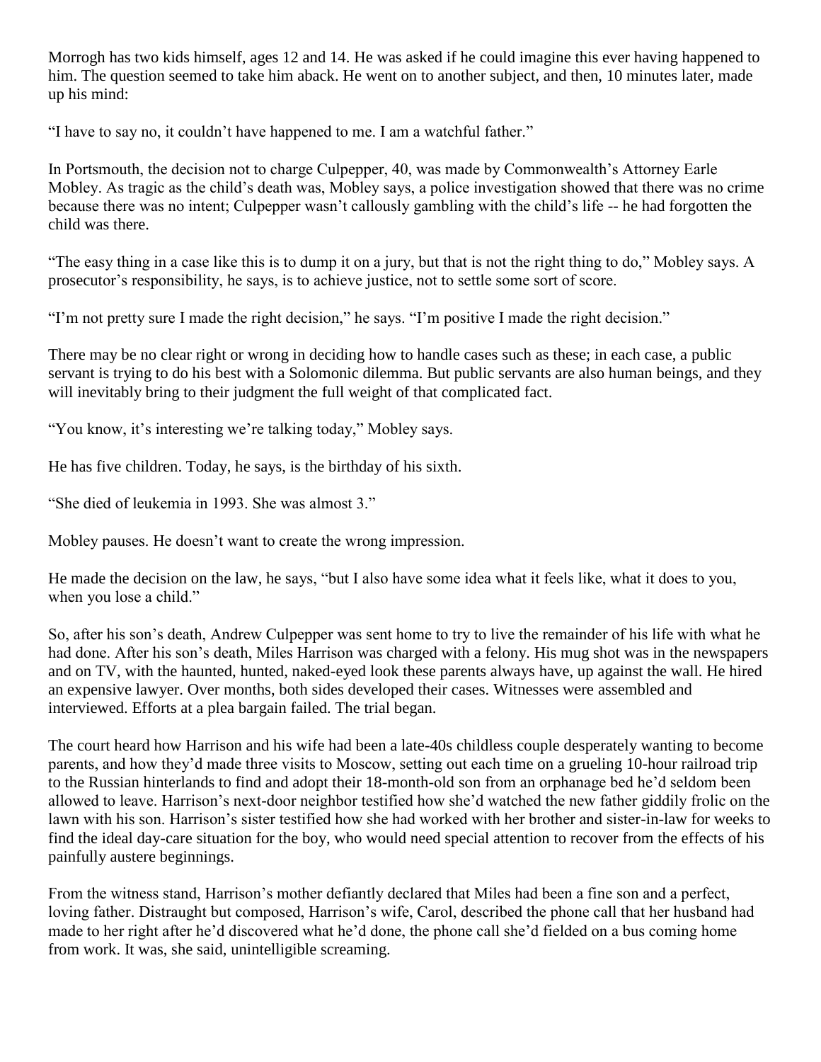Morrogh has two kids himself, ages 12 and 14. He was asked if he could imagine this ever having happened to him. The question seemed to take him aback. He went on to another subject, and then, 10 minutes later, made up his mind:

"I have to say no, it couldn't have happened to me. I am a watchful father."

In Portsmouth, the decision not to charge Culpepper, 40, was made by Commonwealth's Attorney Earle Mobley. As tragic as the child's death was, Mobley says, a police investigation showed that there was no crime because there was no intent; Culpepper wasn't callously gambling with the child's life -- he had forgotten the child was there.

"The easy thing in a case like this is to dump it on a jury, but that is not the right thing to do," Mobley says. A prosecutor's responsibility, he says, is to achieve justice, not to settle some sort of score.

"I'm not pretty sure I made the right decision," he says. "I'm positive I made the right decision."

There may be no clear right or wrong in deciding how to handle cases such as these; in each case, a public servant is trying to do his best with a Solomonic dilemma. But public servants are also human beings, and they will inevitably bring to their judgment the full weight of that complicated fact.

"You know, it's interesting we're talking today," Mobley says.

He has five children. Today, he says, is the birthday of his sixth.

"She died of leukemia in 1993. She was almost 3."

Mobley pauses. He doesn't want to create the wrong impression.

He made the decision on the law, he says, "but I also have some idea what it feels like, what it does to you, when you lose a child."

So, after his son's death, Andrew Culpepper was sent home to try to live the remainder of his life with what he had done. After his son's death, Miles Harrison was charged with a felony. His mug shot was in the newspapers and on TV, with the haunted, hunted, naked-eyed look these parents always have, up against the wall. He hired an expensive lawyer. Over months, both sides developed their cases. Witnesses were assembled and interviewed. Efforts at a plea bargain failed. The trial began.

The court heard how Harrison and his wife had been a late-40s childless couple desperately wanting to become parents, and how they'd made three visits to Moscow, setting out each time on a grueling 10-hour railroad trip to the Russian hinterlands to find and adopt their 18-month-old son from an orphanage bed he'd seldom been allowed to leave. Harrison's next-door neighbor testified how she'd watched the new father giddily frolic on the lawn with his son. Harrison's sister testified how she had worked with her brother and sister-in-law for weeks to find the ideal day-care situation for the boy, who would need special attention to recover from the effects of his painfully austere beginnings.

From the witness stand, Harrison's mother defiantly declared that Miles had been a fine son and a perfect, loving father. Distraught but composed, Harrison's wife, Carol, described the phone call that her husband had made to her right after he'd discovered what he'd done, the phone call she'd fielded on a bus coming home from work. It was, she said, unintelligible screaming.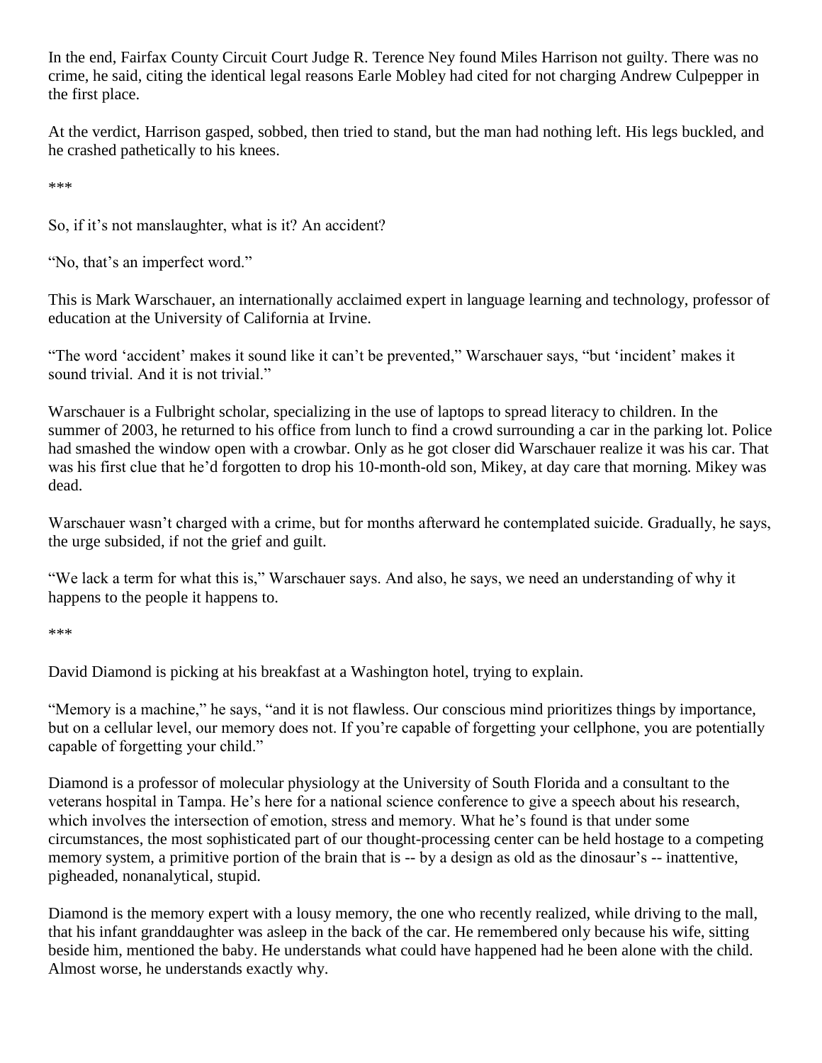In the end, Fairfax County Circuit Court Judge R. Terence Ney found Miles Harrison not guilty. There was no crime, he said, citing the identical legal reasons Earle Mobley had cited for not charging Andrew Culpepper in the first place.

At the verdict, Harrison gasped, sobbed, then tried to stand, but the man had nothing left. His legs buckled, and he crashed pathetically to his knees.

***

So, if it's not manslaughter, what is it? An accident?

"No, that's an imperfect word."

This is Mark Warschauer, an internationally acclaimed expert in language learning and technology, professor of education at the University of California at Irvine.

"The word 'accident' makes it sound like it can't be prevented," Warschauer says, "but 'incident' makes it sound trivial. And it is not trivial."

Warschauer is a Fulbright scholar, specializing in the use of laptops to spread literacy to children. In the summer of 2003, he returned to his office from lunch to find a crowd surrounding a car in the parking lot. Police had smashed the window open with a crowbar. Only as he got closer did Warschauer realize it was his car. That was his first clue that he'd forgotten to drop his 10-month-old son, Mikey, at day care that morning. Mikey was dead.

Warschauer wasn't charged with a crime, but for months afterward he contemplated suicide. Gradually, he says, the urge subsided, if not the grief and guilt.

"We lack a term for what this is," Warschauer says. And also, he says, we need an understanding of why it happens to the people it happens to.

***

David Diamond is picking at his breakfast at a Washington hotel, trying to explain.

"Memory is a machine," he says, "and it is not flawless. Our conscious mind prioritizes things by importance, but on a cellular level, our memory does not. If you're capable of forgetting your cellphone, you are potentially capable of forgetting your child."

Diamond is a professor of molecular physiology at the University of South Florida and a consultant to the veterans hospital in Tampa. He's here for a national science conference to give a speech about his research, which involves the intersection of emotion, stress and memory. What he's found is that under some circumstances, the most sophisticated part of our thought-processing center can be held hostage to a competing memory system, a primitive portion of the brain that is -- by a design as old as the dinosaur's -- inattentive, pigheaded, nonanalytical, stupid.

Diamond is the memory expert with a lousy memory, the one who recently realized, while driving to the mall, that his infant granddaughter was asleep in the back of the car. He remembered only because his wife, sitting beside him, mentioned the baby. He understands what could have happened had he been alone with the child. Almost worse, he understands exactly why.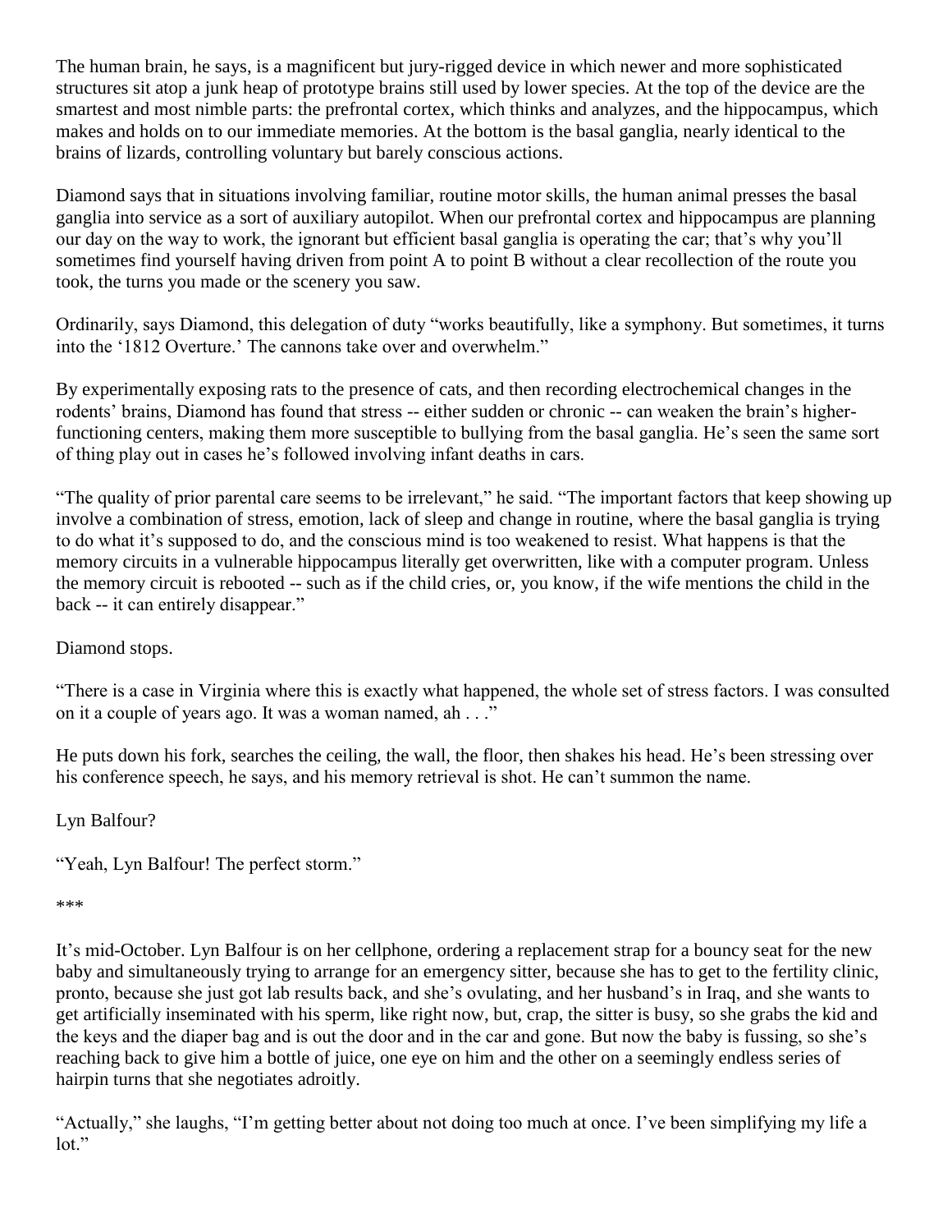The human brain, he says, is a magnificent but jury-rigged device in which newer and more sophisticated structures sit atop a junk heap of prototype brains still used by lower species. At the top of the device are the smartest and most nimble parts: the prefrontal cortex, which thinks and analyzes, and the hippocampus, which makes and holds on to our immediate memories. At the bottom is the basal ganglia, nearly identical to the brains of lizards, controlling voluntary but barely conscious actions.

Diamond says that in situations involving familiar, routine motor skills, the human animal presses the basal ganglia into service as a sort of auxiliary autopilot. When our prefrontal cortex and hippocampus are planning our day on the way to work, the ignorant but efficient basal ganglia is operating the car; that's why you'll sometimes find yourself having driven from point A to point B without a clear recollection of the route you took, the turns you made or the scenery you saw.

Ordinarily, says Diamond, this delegation of duty "works beautifully, like a symphony. But sometimes, it turns into the '1812 Overture.' The cannons take over and overwhelm."

By experimentally exposing rats to the presence of cats, and then recording electrochemical changes in the rodents' brains, Diamond has found that stress -- either sudden or chronic -- can weaken the brain's higher-functioning centers, making them more susceptible to bullying from the basal ganglia. He's seen the same sort of thing play out in cases he's followed involving infant deaths in cars.

"The quality of prior parental care seems to be irrelevant," he said. "The important factors that keep showing up involve a combination of stress, emotion, lack of sleep and change in routine, where the basal ganglia is trying to do what it's supposed to do, and the conscious mind is too weakened to resist. What happens is that the memory circuits in a vulnerable hippocampus literally get overwritten, like with a computer program. Unless the memory circuit is rebooted -- such as if the child cries, or, you know, if the wife mentions the child in the back -- it can entirely disappear."

Diamond stops.

"There is a case in Virginia where this is exactly what happened, the whole set of stress factors. I was consulted on it a couple of years ago. It was a woman named, ah . . ."

He puts down his fork, searches the ceiling, the wall, the floor, then shakes his head. He's been stressing over his conference speech, he says, and his memory retrieval is shot. He can't summon the name.

Lyn Balfour?

"Yeah, Lyn Balfour! The perfect storm."

***

It's mid-October. Lyn Balfour is on her cellphone, ordering a replacement strap for a bouncy seat for the new baby and simultaneously trying to arrange for an emergency sitter, because she has to get to the fertility clinic, pronto, because she just got lab results back, and she's ovulating, and her husband's in Iraq, and she wants to get artificially inseminated with his sperm, like right now, but, crap, the sitter is busy, so she grabs the kid and the keys and the diaper bag and is out the door and in the car and gone. But now the baby is fussing, so she's reaching back to give him a bottle of juice, one eye on him and the other on a seemingly endless series of hairpin turns that she negotiates adroitly.

"Actually," she laughs, "I'm getting better about not doing too much at once. I've been simplifying my life a lot."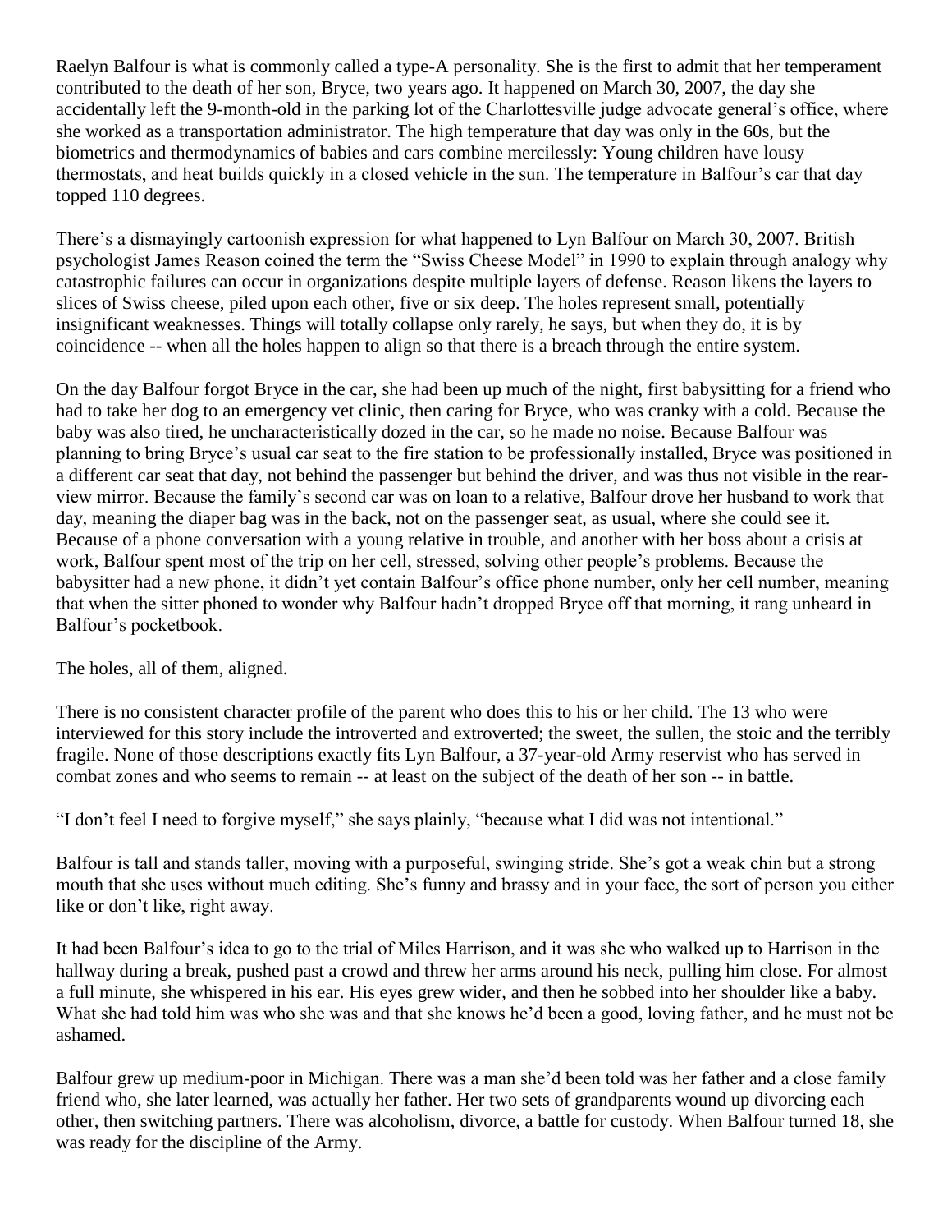Raelyn Balfour is what is commonly called a type-A personality. She is the first to admit that her temperament contributed to the death of her son, Bryce, two years ago. It happened on March 30, 2007, the day she accidentally left the 9-month-old in the parking lot of the Charlottesville judge advocate general's office, where she worked as a transportation administrator. The high temperature that day was only in the 60s, but the biometrics and thermodynamics of babies and cars combine mercilessly: Young children have lousy thermostats, and heat builds quickly in a closed vehicle in the sun. The temperature in Balfour's car that day topped 110 degrees.

There's a dismayingly cartoonish expression for what happened to Lyn Balfour on March 30, 2007. British psychologist James Reason coined the term the "Swiss Cheese Model" in 1990 to explain through analogy why catastrophic failures can occur in organizations despite multiple layers of defense. Reason likens the layers to slices of Swiss cheese, piled upon each other, five or six deep. The holes represent small, potentially insignificant weaknesses. Things will totally collapse only rarely, he says, but when they do, it is by coincidence -- when all the holes happen to align so that there is a breach through the entire system.

On the day Balfour forgot Bryce in the car, she had been up much of the night, first babysitting for a friend who had to take her dog to an emergency vet clinic, then caring for Bryce, who was cranky with a cold. Because the baby was also tired, he uncharacteristically dozed in the car, so he made no noise. Because Balfour was planning to bring Bryce's usual car seat to the fire station to be professionally installed, Bryce was positioned in a different car seat that day, not behind the passenger but behind the driver, and was thus not visible in the rear-view mirror. Because the family's second car was on loan to a relative, Balfour drove her husband to work that day, meaning the diaper bag was in the back, not on the passenger seat, as usual, where she could see it. Because of a phone conversation with a young relative in trouble, and another with her boss about a crisis at work, Balfour spent most of the trip on her cell, stressed, solving other people's problems. Because the babysitter had a new phone, it didn't yet contain Balfour's office phone number, only her cell number, meaning that when the sitter phoned to wonder why Balfour hadn't dropped Bryce off that morning, it rang unheard in Balfour's pocketbook.

The holes, all of them, aligned.

There is no consistent character profile of the parent who does this to his or her child. The 13 who were interviewed for this story include the introverted and extroverted; the sweet, the sullen, the stoic and the terribly fragile. None of those descriptions exactly fits Lyn Balfour, a 37-year-old Army reservist who has served in combat zones and who seems to remain -- at least on the subject of the death of her son -- in battle.

"I don't feel I need to forgive myself," she says plainly, "because what I did was not intentional."

Balfour is tall and stands taller, moving with a purposeful, swinging stride. She's got a weak chin but a strong mouth that she uses without much editing. She's funny and brassy and in your face, the sort of person you either like or don't like, right away.

It had been Balfour's idea to go to the trial of Miles Harrison, and it was she who walked up to Harrison in the hallway during a break, pushed past a crowd and threw her arms around his neck, pulling him close. For almost a full minute, she whispered in his ear. His eyes grew wider, and then he sobbed into her shoulder like a baby. What she had told him was who she was and that she knows he'd been a good, loving father, and he must not be ashamed.

Balfour grew up medium-poor in Michigan. There was a man she'd been told was her father and a close family friend who, she later learned, was actually her father. Her two sets of grandparents wound up divorcing each other, then switching partners. There was alcoholism, divorce, a battle for custody. When Balfour turned 18, she was ready for the discipline of the Army.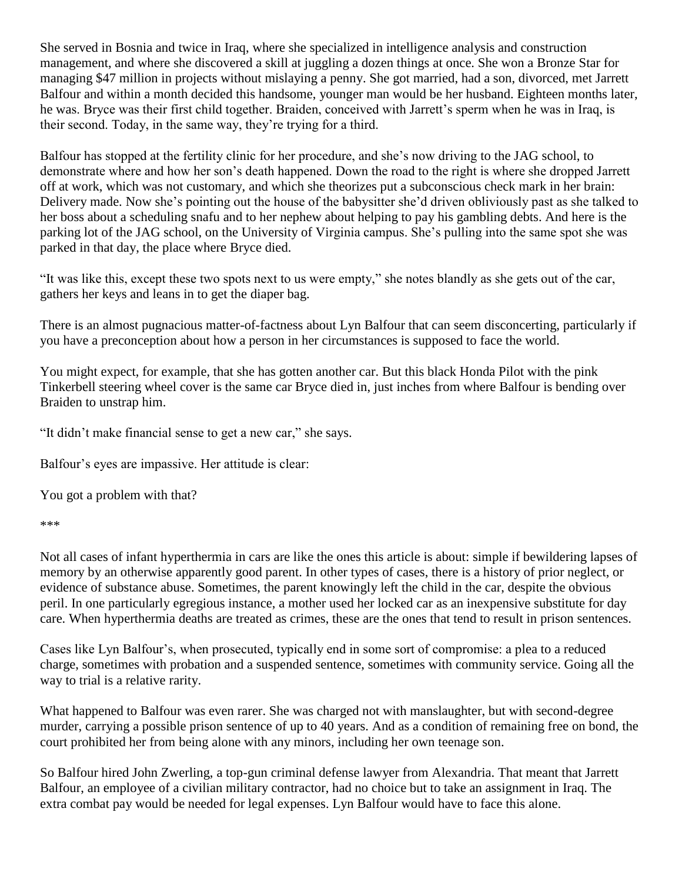She served in Bosnia and twice in Iraq, where she specialized in intelligence analysis and construction management, and where she discovered a skill at juggling a dozen things at once. She won a Bronze Star for managing $47 million in projects without mislaying a penny. She got married, had a son, divorced, met Jarrett Balfour and within a month decided this handsome, younger man would be her husband. Eighteen months later, he was. Bryce was their first child together. Braiden, conceived with Jarrett's sperm when he was in Iraq, is their second. Today, in the same way, they're trying for a third.

Balfour has stopped at the fertility clinic for her procedure, and she's now driving to the JAG school, to demonstrate where and how her son's death happened. Down the road to the right is where she dropped Jarrett off at work, which was not customary, and which she theorizes put a subconscious check mark in her brain: Delivery made. Now she's pointing out the house of the babysitter she'd driven obliviously past as she talked to her boss about a scheduling snafu and to her nephew about helping to pay his gambling debts. And here is the parking lot of the JAG school, on the University of Virginia campus. She's pulling into the same spot she was parked in that day, the place where Bryce died.

"It was like this, except these two spots next to us were empty," she notes blandly as she gets out of the car, gathers her keys and leans in to get the diaper bag.

There is an almost pugnacious matter-of-factness about Lyn Balfour that can seem disconcerting, particularly if you have a preconception about how a person in her circumstances is supposed to face the world.

You might expect, for example, that she has gotten another car. But this black Honda Pilot with the pink Tinkerbell steering wheel cover is the same car Bryce died in, just inches from where Balfour is bending over Braiden to unstrap him.

"It didn't make financial sense to get a new car," she says.

Balfour's eyes are impassive. Her attitude is clear:

You got a problem with that?

***

Not all cases of infant hyperthermia in cars are like the ones this article is about: simple if bewildering lapses of memory by an otherwise apparently good parent. In other types of cases, there is a history of prior neglect, or evidence of substance abuse. Sometimes, the parent knowingly left the child in the car, despite the obvious peril. In one particularly egregious instance, a mother used her locked car as an inexpensive substitute for day care. When hyperthermia deaths are treated as crimes, these are the ones that tend to result in prison sentences.

Cases like Lyn Balfour's, when prosecuted, typically end in some sort of compromise: a plea to a reduced charge, sometimes with probation and a suspended sentence, sometimes with community service. Going all the way to trial is a relative rarity.

What happened to Balfour was even rarer. She was charged not with manslaughter, but with second-degree murder, carrying a possible prison sentence of up to 40 years. And as a condition of remaining free on bond, the court prohibited her from being alone with any minors, including her own teenage son.

So Balfour hired John Zwerling, a top-gun criminal defense lawyer from Alexandria. That meant that Jarrett Balfour, an employee of a civilian military contractor, had no choice but to take an assignment in Iraq. The extra combat pay would be needed for legal expenses. Lyn Balfour would have to face this alone.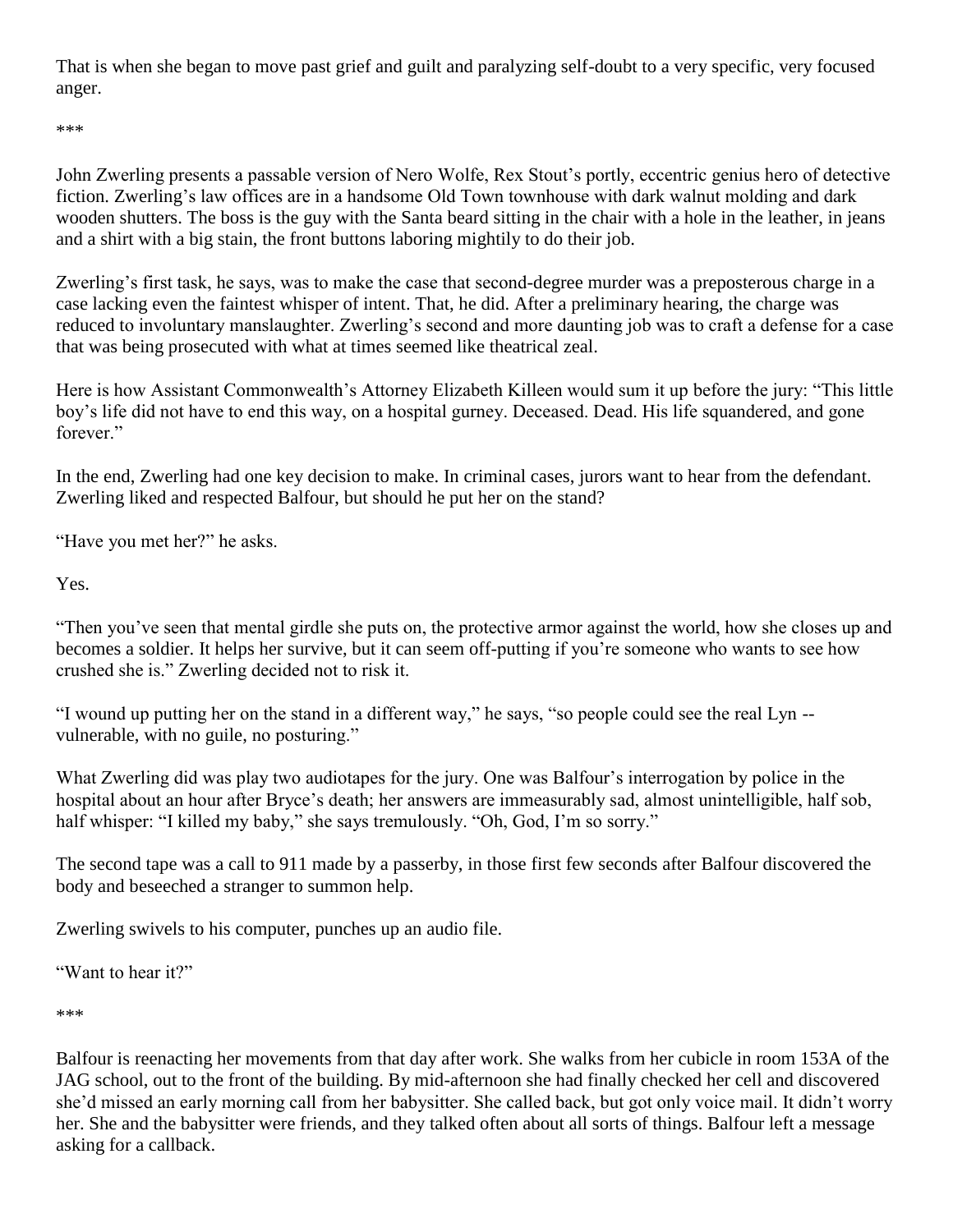That is when she began to move past grief and guilt and paralyzing self-doubt to a very specific, very focused anger.

***

John Zwerling presents a passable version of Nero Wolfe, Rex Stout's portly, eccentric genius hero of detective fiction. Zwerling's law offices are in a handsome Old Town townhouse with dark walnut molding and dark wooden shutters. The boss is the guy with the Santa beard sitting in the chair with a hole in the leather, in jeans and a shirt with a big stain, the front buttons laboring mightily to do their job.

Zwerling's first task, he says, was to make the case that second-degree murder was a preposterous charge in a case lacking even the faintest whisper of intent. That, he did. After a preliminary hearing, the charge was reduced to involuntary manslaughter. Zwerling's second and more daunting job was to craft a defense for a case that was being prosecuted with what at times seemed like theatrical zeal.

Here is how Assistant Commonwealth's Attorney Elizabeth Killeen would sum it up before the jury: "This little boy's life did not have to end this way, on a hospital gurney. Deceased. Dead. His life squandered, and gone forever."

In the end, Zwerling had one key decision to make. In criminal cases, jurors want to hear from the defendant. Zwerling liked and respected Balfour, but should he put her on the stand?

"Have you met her?" he asks.

Yes.

"Then you've seen that mental girdle she puts on, the protective armor against the world, how she closes up and becomes a soldier. It helps her survive, but it can seem off-putting if you're someone who wants to see how crushed she is." Zwerling decided not to risk it.

"I wound up putting her on the stand in a different way," he says, "so people could see the real Lyn -- vulnerable, with no guile, no posturing."

What Zwerling did was play two audiotapes for the jury. One was Balfour's interrogation by police in the hospital about an hour after Bryce's death; her answers are immeasurably sad, almost unintelligible, half sob, half whisper: "I killed my baby," she says tremulously. "Oh, God, I'm so sorry."

The second tape was a call to 911 made by a passerby, in those first few seconds after Balfour discovered the body and beseeched a stranger to summon help.

Zwerling swivels to his computer, punches up an audio file.

"Want to hear it?"

***

Balfour is reenacting her movements from that day after work. She walks from her cubicle in room 153A of the JAG school, out to the front of the building. By mid-afternoon she had finally checked her cell and discovered she'd missed an early morning call from her babysitter. She called back, but got only voice mail. It didn't worry her. She and the babysitter were friends, and they talked often about all sorts of things. Balfour left a message asking for a callback.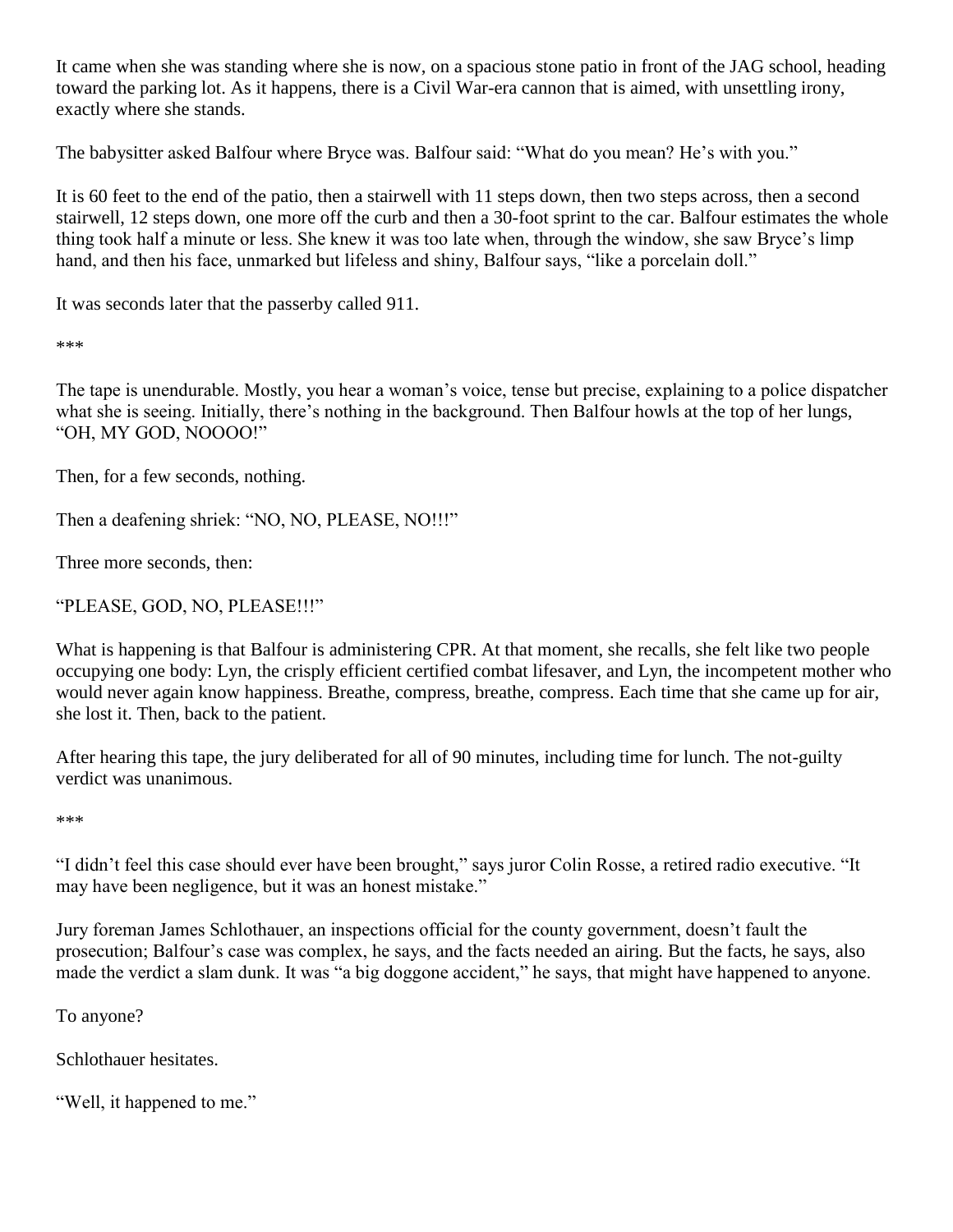It came when she was standing where she is now, on a spacious stone patio in front of the JAG school, heading toward the parking lot. As it happens, there is a Civil War-era cannon that is aimed, with unsettling irony, exactly where she stands.

The babysitter asked Balfour where Bryce was. Balfour said: "What do you mean? He's with you."

It is 60 feet to the end of the patio, then a stairwell with 11 steps down, then two steps across, then a second stairwell, 12 steps down, one more off the curb and then a 30-foot sprint to the car. Balfour estimates the whole thing took half a minute or less. She knew it was too late when, through the window, she saw Bryce's limp hand, and then his face, unmarked but lifeless and shiny, Balfour says, "like a porcelain doll."

It was seconds later that the passerby called 911.

***

The tape is unendurable. Mostly, you hear a woman's voice, tense but precise, explaining to a police dispatcher what she is seeing. Initially, there's nothing in the background. Then Balfour howls at the top of her lungs, "OH, MY GOD, NOOOO!"

Then, for a few seconds, nothing.

Then a deafening shriek: "NO, NO, PLEASE, NO!!!"

Three more seconds, then:

"PLEASE, GOD, NO, PLEASE!!!"

What is happening is that Balfour is administering CPR. At that moment, she recalls, she felt like two people occupying one body: Lyn, the crisply efficient certified combat lifesaver, and Lyn, the incompetent mother who would never again know happiness. Breathe, compress, breathe, compress. Each time that she came up for air, she lost it. Then, back to the patient.

After hearing this tape, the jury deliberated for all of 90 minutes, including time for lunch. The not-guilty verdict was unanimous.

***

"I didn't feel this case should ever have been brought," says juror Colin Rosse, a retired radio executive. "It may have been negligence, but it was an honest mistake."

Jury foreman James Schlothauer, an inspections official for the county government, doesn't fault the prosecution; Balfour's case was complex, he says, and the facts needed an airing. But the facts, he says, also made the verdict a slam dunk. It was "a big doggone accident," he says, that might have happened to anyone.

To anyone?

Schlothauer hesitates.

"Well, it happened to me."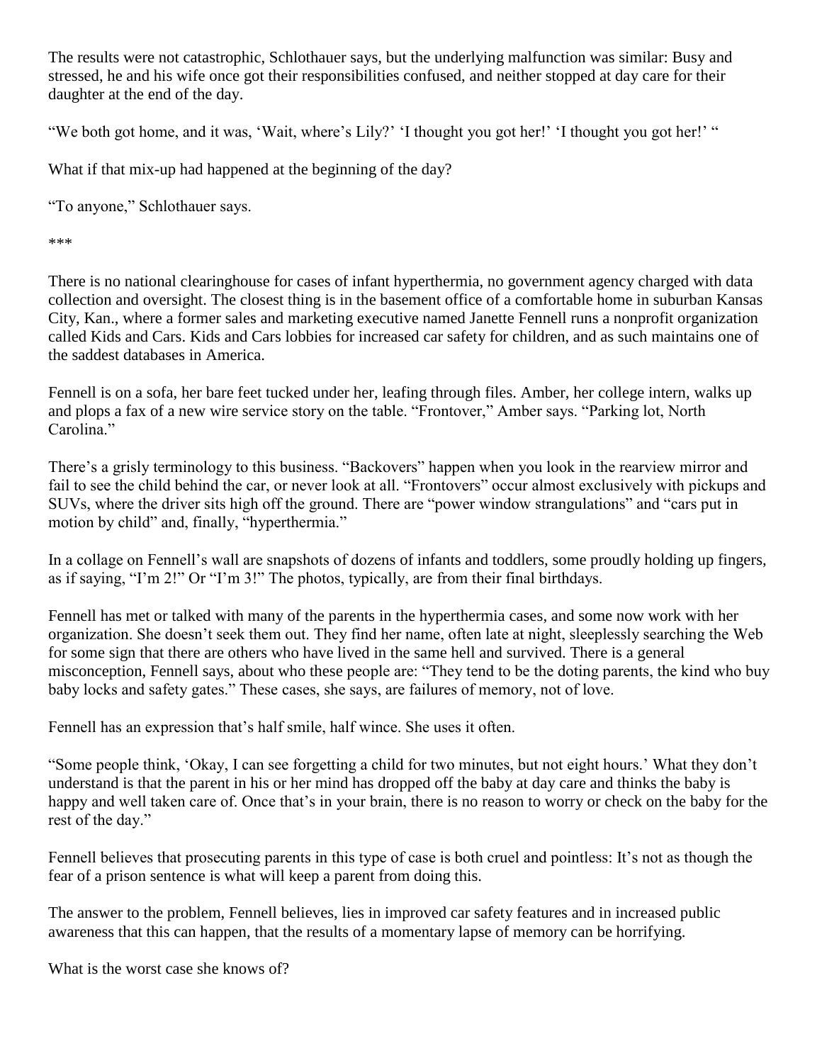The results were not catastrophic, Schlothauer says, but the underlying malfunction was similar: Busy and stressed, he and his wife once got their responsibilities confused, and neither stopped at day care for their daughter at the end of the day.

"We both got home, and it was, 'Wait, where's Lily?' 'I thought you got her!' 'I thought you got her!' "

What if that mix-up had happened at the beginning of the day?

"To anyone," Schlothauer says.

***

There is no national clearinghouse for cases of infant hyperthermia, no government agency charged with data collection and oversight. The closest thing is in the basement office of a comfortable home in suburban Kansas City, Kan., where a former sales and marketing executive named Janette Fennell runs a nonprofit organization called Kids and Cars. Kids and Cars lobbies for increased car safety for children, and as such maintains one of the saddest databases in America.

Fennell is on a sofa, her bare feet tucked under her, leafing through files. Amber, her college intern, walks up and plops a fax of a new wire service story on the table. "Frontover," Amber says. "Parking lot, North Carolina."

There's a grisly terminology to this business. "Backovers" happen when you look in the rearview mirror and fail to see the child behind the car, or never look at all. "Frontovers" occur almost exclusively with pickups and SUVs, where the driver sits high off the ground. There are "power window strangulations" and "cars put in motion by child" and, finally, "hyperthermia."

In a collage on Fennell's wall are snapshots of dozens of infants and toddlers, some proudly holding up fingers, as if saying, "I'm 2!" Or "I'm 3!" The photos, typically, are from their final birthdays.

Fennell has met or talked with many of the parents in the hyperthermia cases, and some now work with her organization. She doesn't seek them out. They find her name, often late at night, sleeplessly searching the Web for some sign that there are others who have lived in the same hell and survived. There is a general misconception, Fennell says, about who these people are: "They tend to be the doting parents, the kind who buy baby locks and safety gates." These cases, she says, are failures of memory, not of love.

Fennell has an expression that's half smile, half wince. She uses it often.

"Some people think, 'Okay, I can see forgetting a child for two minutes, but not eight hours.' What they don't understand is that the parent in his or her mind has dropped off the baby at day care and thinks the baby is happy and well taken care of. Once that's in your brain, there is no reason to worry or check on the baby for the rest of the day."

Fennell believes that prosecuting parents in this type of case is both cruel and pointless: It's not as though the fear of a prison sentence is what will keep a parent from doing this.

The answer to the problem, Fennell believes, lies in improved car safety features and in increased public awareness that this can happen, that the results of a momentary lapse of memory can be horrifying.

What is the worst case she knows of?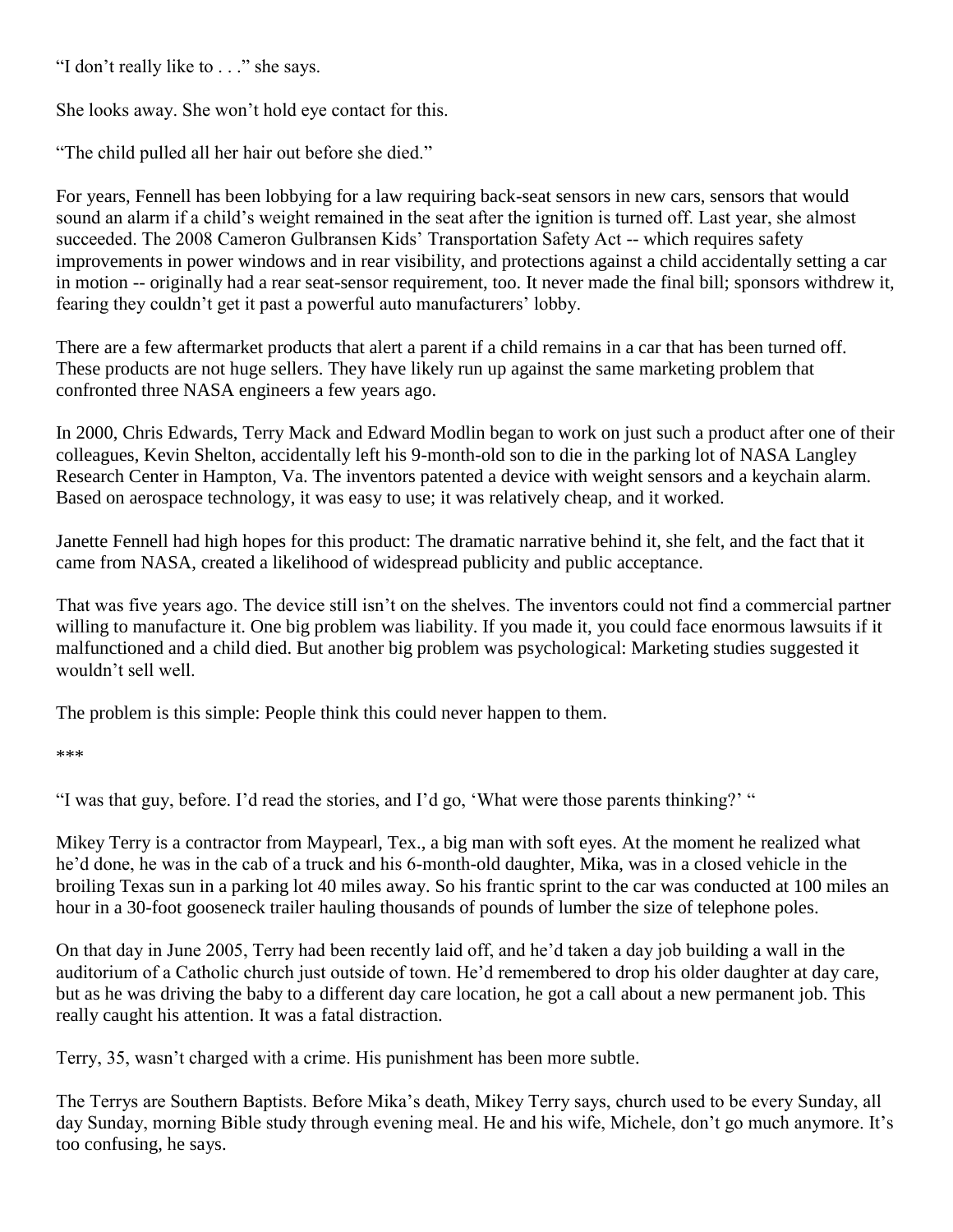"I don't really like to . . ." she says.

She looks away. She won't hold eye contact for this.

"The child pulled all her hair out before she died."

For years, Fennell has been lobbying for a law requiring back-seat sensors in new cars, sensors that would sound an alarm if a child's weight remained in the seat after the ignition is turned off. Last year, she almost succeeded. The 2008 Cameron Gulbransen Kids' Transportation Safety Act -- which requires safety improvements in power windows and in rear visibility, and protections against a child accidentally setting a car in motion -- originally had a rear seat-sensor requirement, too. It never made the final bill; sponsors withdrew it, fearing they couldn't get it past a powerful auto manufacturers' lobby.

There are a few aftermarket products that alert a parent if a child remains in a car that has been turned off. These products are not huge sellers. They have likely run up against the same marketing problem that confronted three NASA engineers a few years ago.

In 2000, Chris Edwards, Terry Mack and Edward Modlin began to work on just such a product after one of their colleagues, Kevin Shelton, accidentally left his 9-month-old son to die in the parking lot of NASA Langley Research Center in Hampton, Va. The inventors patented a device with weight sensors and a keychain alarm. Based on aerospace technology, it was easy to use; it was relatively cheap, and it worked.

Janette Fennell had high hopes for this product: The dramatic narrative behind it, she felt, and the fact that it came from NASA, created a likelihood of widespread publicity and public acceptance.

That was five years ago. The device still isn't on the shelves. The inventors could not find a commercial partner willing to manufacture it. One big problem was liability. If you made it, you could face enormous lawsuits if it malfunctioned and a child died. But another big problem was psychological: Marketing studies suggested it wouldn't sell well.

The problem is this simple: People think this could never happen to them.

***

"I was that guy, before. I'd read the stories, and I'd go, 'What were those parents thinking?' "

Mikey Terry is a contractor from Maypearl, Tex., a big man with soft eyes. At the moment he realized what he'd done, he was in the cab of a truck and his 6-month-old daughter, Mika, was in a closed vehicle in the broiling Texas sun in a parking lot 40 miles away. So his frantic sprint to the car was conducted at 100 miles an hour in a 30-foot gooseneck trailer hauling thousands of pounds of lumber the size of telephone poles.

On that day in June 2005, Terry had been recently laid off, and he'd taken a day job building a wall in the auditorium of a Catholic church just outside of town. He'd remembered to drop his older daughter at day care, but as he was driving the baby to a different day care location, he got a call about a new permanent job. This really caught his attention. It was a fatal distraction.

Terry, 35, wasn't charged with a crime. His punishment has been more subtle.

The Terrys are Southern Baptists. Before Mika's death, Mikey Terry says, church used to be every Sunday, all day Sunday, morning Bible study through evening meal. He and his wife, Michele, don't go much anymore. It's too confusing, he says.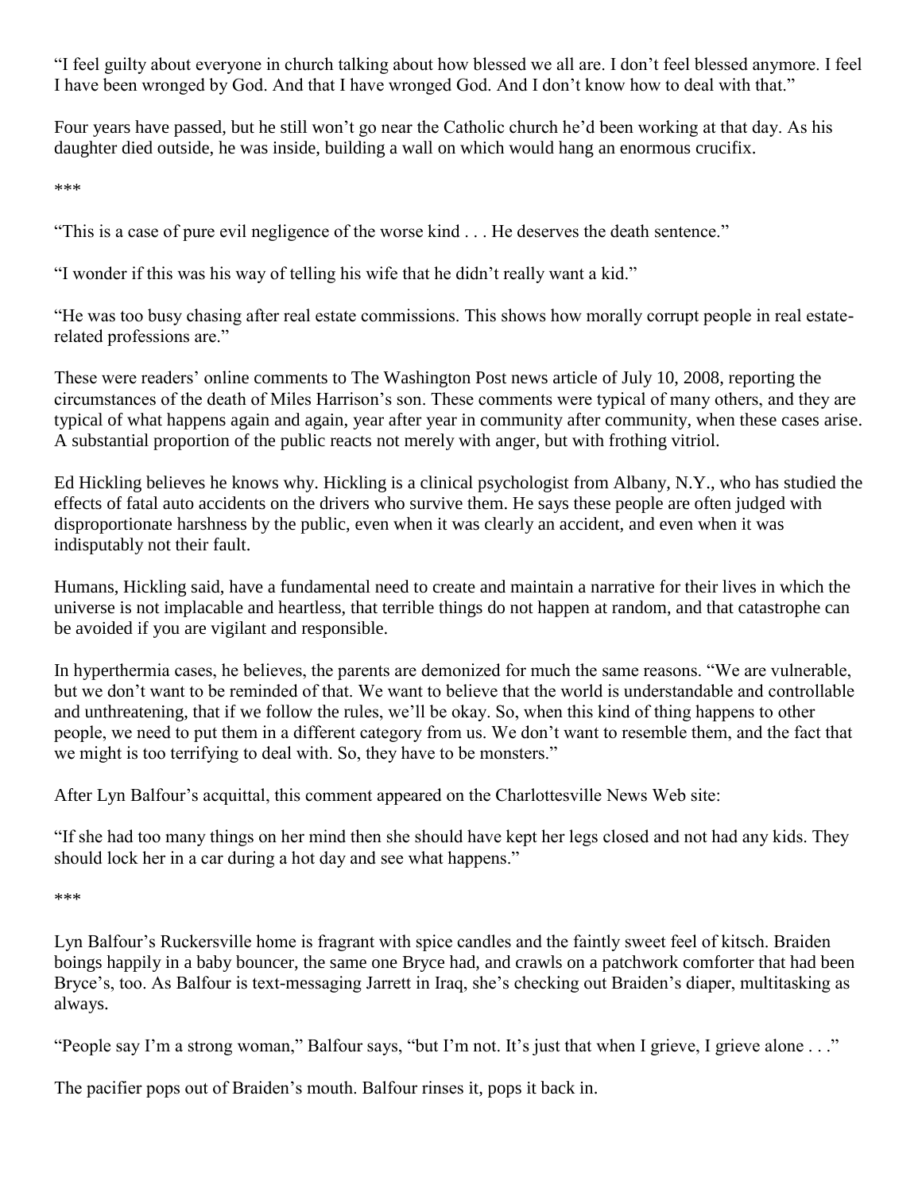"I feel guilty about everyone in church talking about how blessed we all are. I don't feel blessed anymore. I feel I have been wronged by God. And that I have wronged God. And I don't know how to deal with that."

Four years have passed, but he still won't go near the Catholic church he'd been working at that day. As his daughter died outside, he was inside, building a wall on which would hang an enormous crucifix.

***

"This is a case of pure evil negligence of the worse kind . . . He deserves the death sentence."

"I wonder if this was his way of telling his wife that he didn't really want a kid."

"He was too busy chasing after real estate commissions. This shows how morally corrupt people in real estate-related professions are."

These were readers' online comments to The Washington Post news article of July 10, 2008, reporting the circumstances of the death of Miles Harrison's son. These comments were typical of many others, and they are typical of what happens again and again, year after year in community after community, when these cases arise. A substantial proportion of the public reacts not merely with anger, but with frothing vitriol.

Ed Hickling believes he knows why. Hickling is a clinical psychologist from Albany, N.Y., who has studied the effects of fatal auto accidents on the drivers who survive them. He says these people are often judged with disproportionate harshness by the public, even when it was clearly an accident, and even when it was indisputably not their fault.

Humans, Hickling said, have a fundamental need to create and maintain a narrative for their lives in which the universe is not implacable and heartless, that terrible things do not happen at random, and that catastrophe can be avoided if you are vigilant and responsible.

In hyperthermia cases, he believes, the parents are demonized for much the same reasons. "We are vulnerable, but we don't want to be reminded of that. We want to believe that the world is understandable and controllable and unthreatening, that if we follow the rules, we'll be okay. So, when this kind of thing happens to other people, we need to put them in a different category from us. We don't want to resemble them, and the fact that we might is too terrifying to deal with. So, they have to be monsters."

After Lyn Balfour's acquittal, this comment appeared on the Charlottesville News Web site:

"If she had too many things on her mind then she should have kept her legs closed and not had any kids. They should lock her in a car during a hot day and see what happens."

***

Lyn Balfour's Ruckersville home is fragrant with spice candles and the faintly sweet feel of kitsch. Braiden boings happily in a baby bouncer, the same one Bryce had, and crawls on a patchwork comforter that had been Bryce's, too. As Balfour is text-messaging Jarrett in Iraq, she's checking out Braiden's diaper, multitasking as always.

"People say I'm a strong woman," Balfour says, "but I'm not. It's just that when I grieve, I grieve alone . . ."

The pacifier pops out of Braiden's mouth. Balfour rinses it, pops it back in.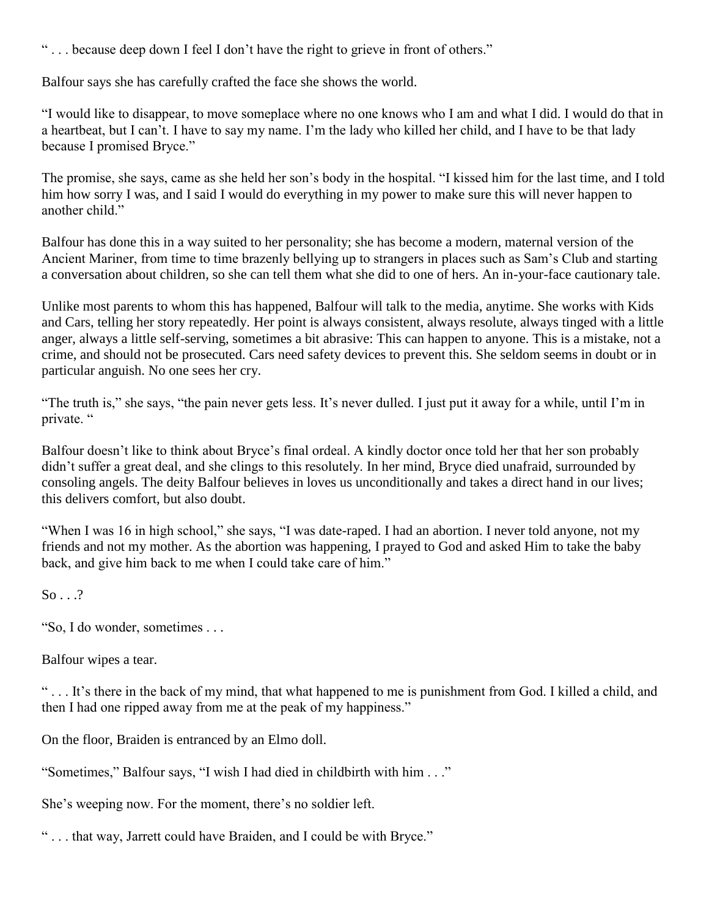" . . . because deep down I feel I don't have the right to grieve in front of others."

Balfour says she has carefully crafted the face she shows the world.

"I would like to disappear, to move someplace where no one knows who I am and what I did. I would do that in a heartbeat, but I can't. I have to say my name. I'm the lady who killed her child, and I have to be that lady because I promised Bryce."

The promise, she says, came as she held her son's body in the hospital. "I kissed him for the last time, and I told him how sorry I was, and I said I would do everything in my power to make sure this will never happen to another child."

Balfour has done this in a way suited to her personality; she has become a modern, maternal version of the Ancient Mariner, from time to time brazenly bellying up to strangers in places such as Sam's Club and starting a conversation about children, so she can tell them what she did to one of hers. An in-your-face cautionary tale.

Unlike most parents to whom this has happened, Balfour will talk to the media, anytime. She works with Kids and Cars, telling her story repeatedly. Her point is always consistent, always resolute, always tinged with a little anger, always a little self-serving, sometimes a bit abrasive: This can happen to anyone. This is a mistake, not a crime, and should not be prosecuted. Cars need safety devices to prevent this. She seldom seems in doubt or in particular anguish. No one sees her cry.

"The truth is," she says, "the pain never gets less. It's never dulled. I just put it away for a while, until I'm in private. "

Balfour doesn't like to think about Bryce's final ordeal. A kindly doctor once told her that her son probably didn't suffer a great deal, and she clings to this resolutely. In her mind, Bryce died unafraid, surrounded by consoling angels. The deity Balfour believes in loves us unconditionally and takes a direct hand in our lives; this delivers comfort, but also doubt.

"When I was 16 in high school," she says, "I was date-raped. I had an abortion. I never told anyone, not my friends and not my mother. As the abortion was happening, I prayed to God and asked Him to take the baby back, and give him back to me when I could take care of him."

So . . .?

"So, I do wonder, sometimes . . .

Balfour wipes a tear.

" . . . It's there in the back of my mind, that what happened to me is punishment from God. I killed a child, and then I had one ripped away from me at the peak of my happiness."

On the floor, Braiden is entranced by an Elmo doll.

"Sometimes," Balfour says, "I wish I had died in childbirth with him . . ."

She's weeping now. For the moment, there's no soldier left.

" . . . that way, Jarrett could have Braiden, and I could be with Bryce."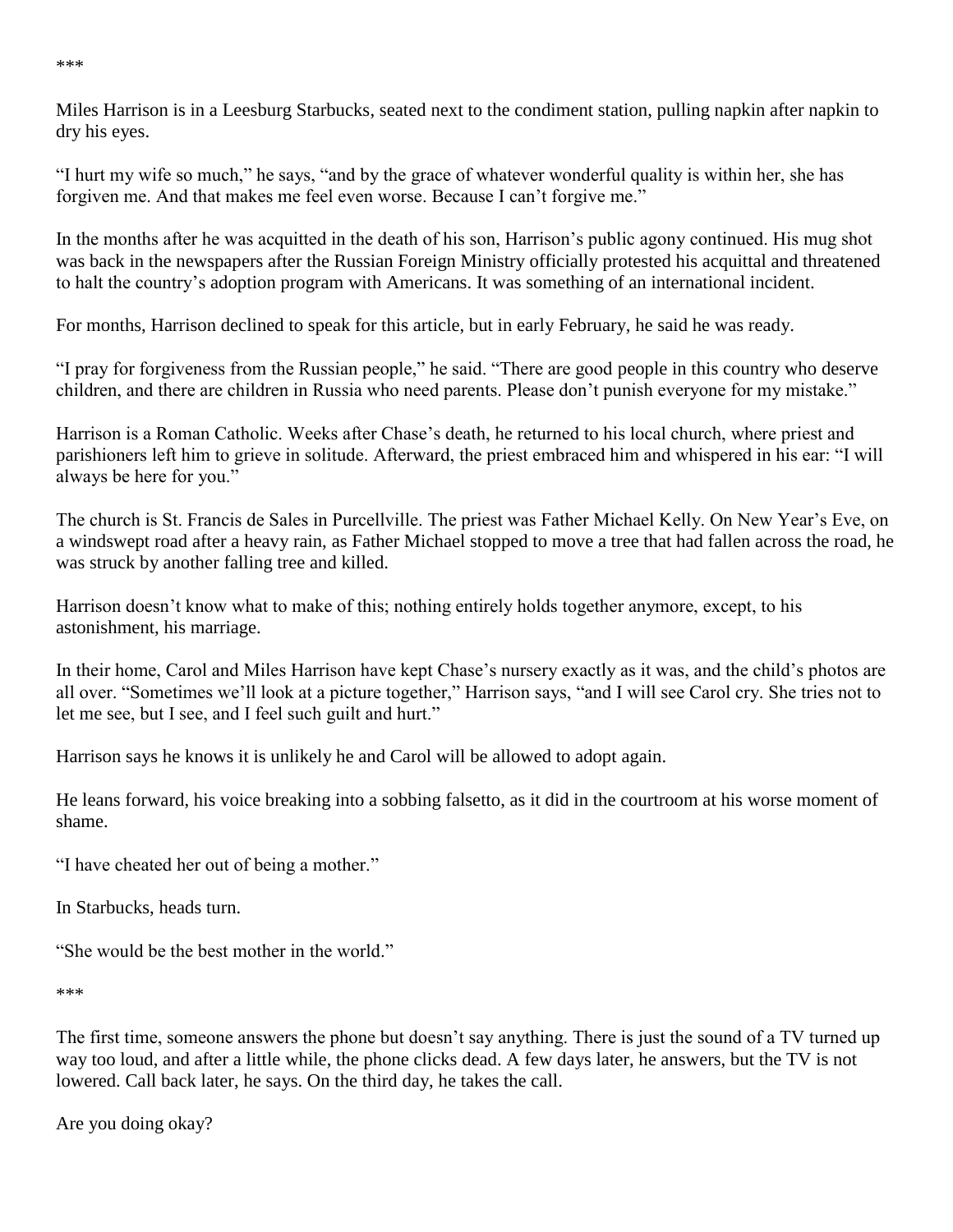***

Miles Harrison is in a Leesburg Starbucks, seated next to the condiment station, pulling napkin after napkin to dry his eyes.

"I hurt my wife so much," he says, "and by the grace of whatever wonderful quality is within her, she has forgiven me. And that makes me feel even worse. Because I can't forgive me."

In the months after he was acquitted in the death of his son, Harrison's public agony continued. His mug shot was back in the newspapers after the Russian Foreign Ministry officially protested his acquittal and threatened to halt the country's adoption program with Americans. It was something of an international incident.

For months, Harrison declined to speak for this article, but in early February, he said he was ready.

"I pray for forgiveness from the Russian people," he said. "There are good people in this country who deserve children, and there are children in Russia who need parents. Please don't punish everyone for my mistake."

Harrison is a Roman Catholic. Weeks after Chase's death, he returned to his local church, where priest and parishioners left him to grieve in solitude. Afterward, the priest embraced him and whispered in his ear: "I will always be here for you."

The church is St. Francis de Sales in Purcellville. The priest was Father Michael Kelly. On New Year's Eve, on a windswept road after a heavy rain, as Father Michael stopped to move a tree that had fallen across the road, he was struck by another falling tree and killed.

Harrison doesn't know what to make of this; nothing entirely holds together anymore, except, to his astonishment, his marriage.

In their home, Carol and Miles Harrison have kept Chase's nursery exactly as it was, and the child's photos are all over. "Sometimes we'll look at a picture together," Harrison says, "and I will see Carol cry. She tries not to let me see, but I see, and I feel such guilt and hurt."

Harrison says he knows it is unlikely he and Carol will be allowed to adopt again.

He leans forward, his voice breaking into a sobbing falsetto, as it did in the courtroom at his worse moment of shame.

"I have cheated her out of being a mother."

In Starbucks, heads turn.

"She would be the best mother in the world."

***

The first time, someone answers the phone but doesn't say anything. There is just the sound of a TV turned up way too loud, and after a little while, the phone clicks dead. A few days later, he answers, but the TV is not lowered. Call back later, he says. On the third day, he takes the call.

Are you doing okay?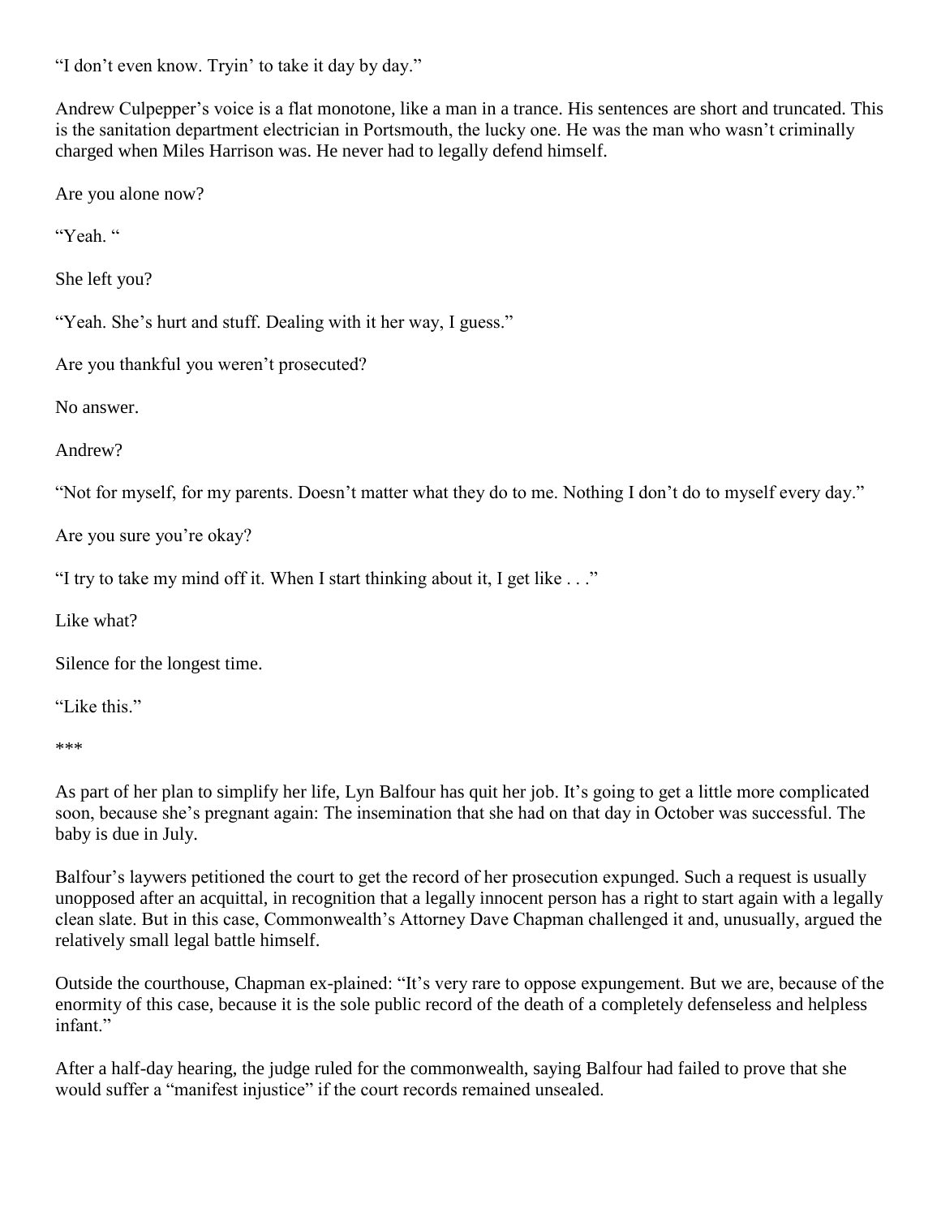"I don't even know. Tryin' to take it day by day."

Andrew Culpepper's voice is a flat monotone, like a man in a trance. His sentences are short and truncated. This is the sanitation department electrician in Portsmouth, the lucky one. He was the man who wasn't criminally charged when Miles Harrison was. He never had to legally defend himself.

Are you alone now?

"Yeah. "

She left you?

"Yeah. She's hurt and stuff. Dealing with it her way, I guess."

Are you thankful you weren't prosecuted?

No answer.

Andrew?

"Not for myself, for my parents. Doesn't matter what they do to me. Nothing I don't do to myself every day."

Are you sure you're okay?

"I try to take my mind off it. When I start thinking about it, I get like . . ."

Like what?

Silence for the longest time.

"Like this."

***

As part of her plan to simplify her life, Lyn Balfour has quit her job. It's going to get a little more complicated soon, because she's pregnant again: The insemination that she had on that day in October was successful. The baby is due in July.

Balfour's laywers petitioned the court to get the record of her prosecution expunged. Such a request is usually unopposed after an acquittal, in recognition that a legally innocent person has a right to start again with a legally clean slate. But in this case, Commonwealth's Attorney Dave Chapman challenged it and, unusually, argued the relatively small legal battle himself.

Outside the courthouse, Chapman ex-plained: "It's very rare to oppose expungement. But we are, because of the enormity of this case, because it is the sole public record of the death of a completely defenseless and helpless infant."

After a half-day hearing, the judge ruled for the commonwealth, saying Balfour had failed to prove that she would suffer a "manifest injustice" if the court records remained unsealed.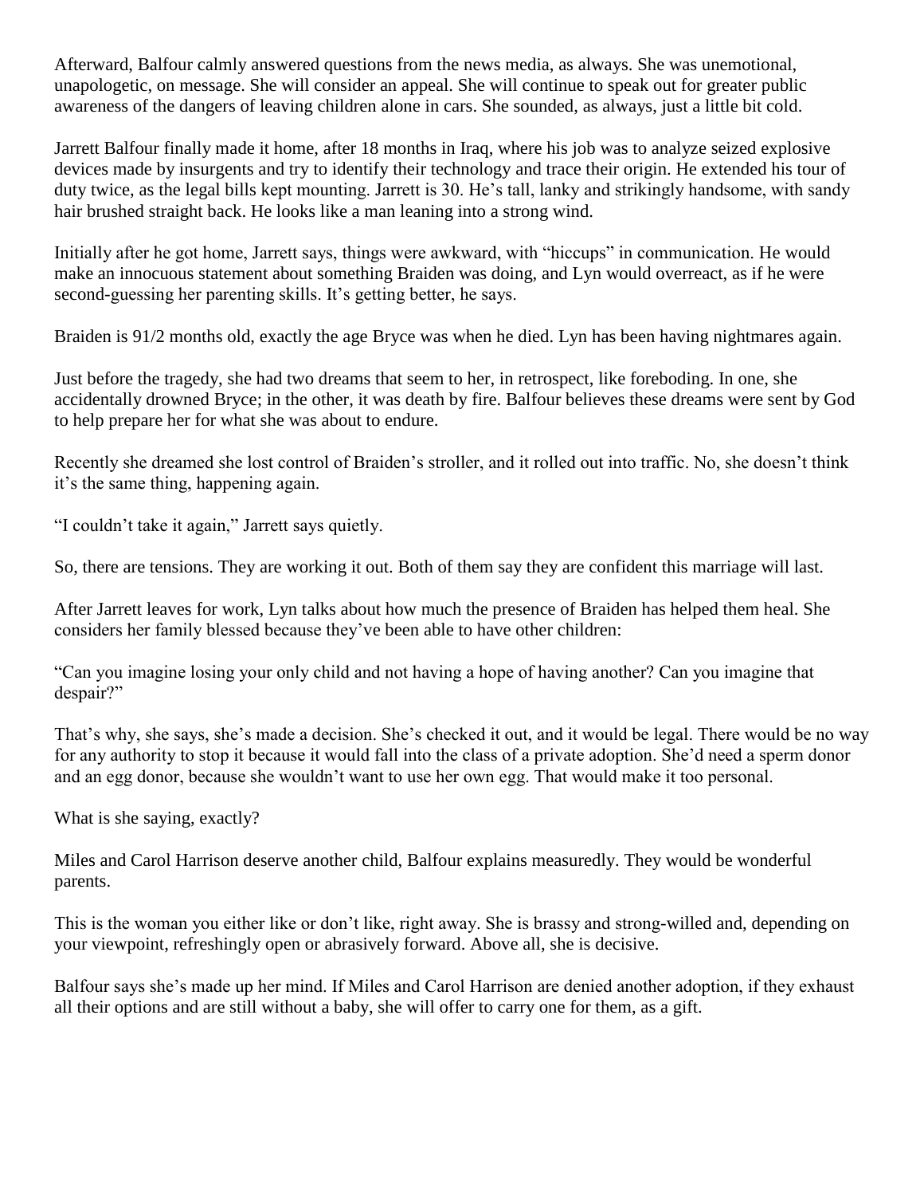Afterward, Balfour calmly answered questions from the news media, as always. She was unemotional, unapologetic, on message. She will consider an appeal. She will continue to speak out for greater public awareness of the dangers of leaving children alone in cars. She sounded, as always, just a little bit cold.

Jarrett Balfour finally made it home, after 18 months in Iraq, where his job was to analyze seized explosive devices made by insurgents and try to identify their technology and trace their origin. He extended his tour of duty twice, as the legal bills kept mounting. Jarrett is 30. He's tall, lanky and strikingly handsome, with sandy hair brushed straight back. He looks like a man leaning into a strong wind.

Initially after he got home, Jarrett says, things were awkward, with "hiccups" in communication. He would make an innocuous statement about something Braiden was doing, and Lyn would overreact, as if he were second-guessing her parenting skills. It's getting better, he says.

Braiden is 91/2 months old, exactly the age Bryce was when he died. Lyn has been having nightmares again.

Just before the tragedy, she had two dreams that seem to her, in retrospect, like foreboding. In one, she accidentally drowned Bryce; in the other, it was death by fire. Balfour believes these dreams were sent by God to help prepare her for what she was about to endure.

Recently she dreamed she lost control of Braiden's stroller, and it rolled out into traffic. No, she doesn't think it's the same thing, happening again.

"I couldn't take it again," Jarrett says quietly.

So, there are tensions. They are working it out. Both of them say they are confident this marriage will last.

After Jarrett leaves for work, Lyn talks about how much the presence of Braiden has helped them heal. She considers her family blessed because they've been able to have other children:

"Can you imagine losing your only child and not having a hope of having another? Can you imagine that despair?"

That's why, she says, she's made a decision. She's checked it out, and it would be legal. There would be no way for any authority to stop it because it would fall into the class of a private adoption. She'd need a sperm donor and an egg donor, because she wouldn't want to use her own egg. That would make it too personal.

What is she saying, exactly?

Miles and Carol Harrison deserve another child, Balfour explains measuredly. They would be wonderful parents.

This is the woman you either like or don't like, right away. She is brassy and strong-willed and, depending on your viewpoint, refreshingly open or abrasively forward. Above all, she is decisive.

Balfour says she's made up her mind. If Miles and Carol Harrison are denied another adoption, if they exhaust all their options and are still without a baby, she will offer to carry one for them, as a gift.